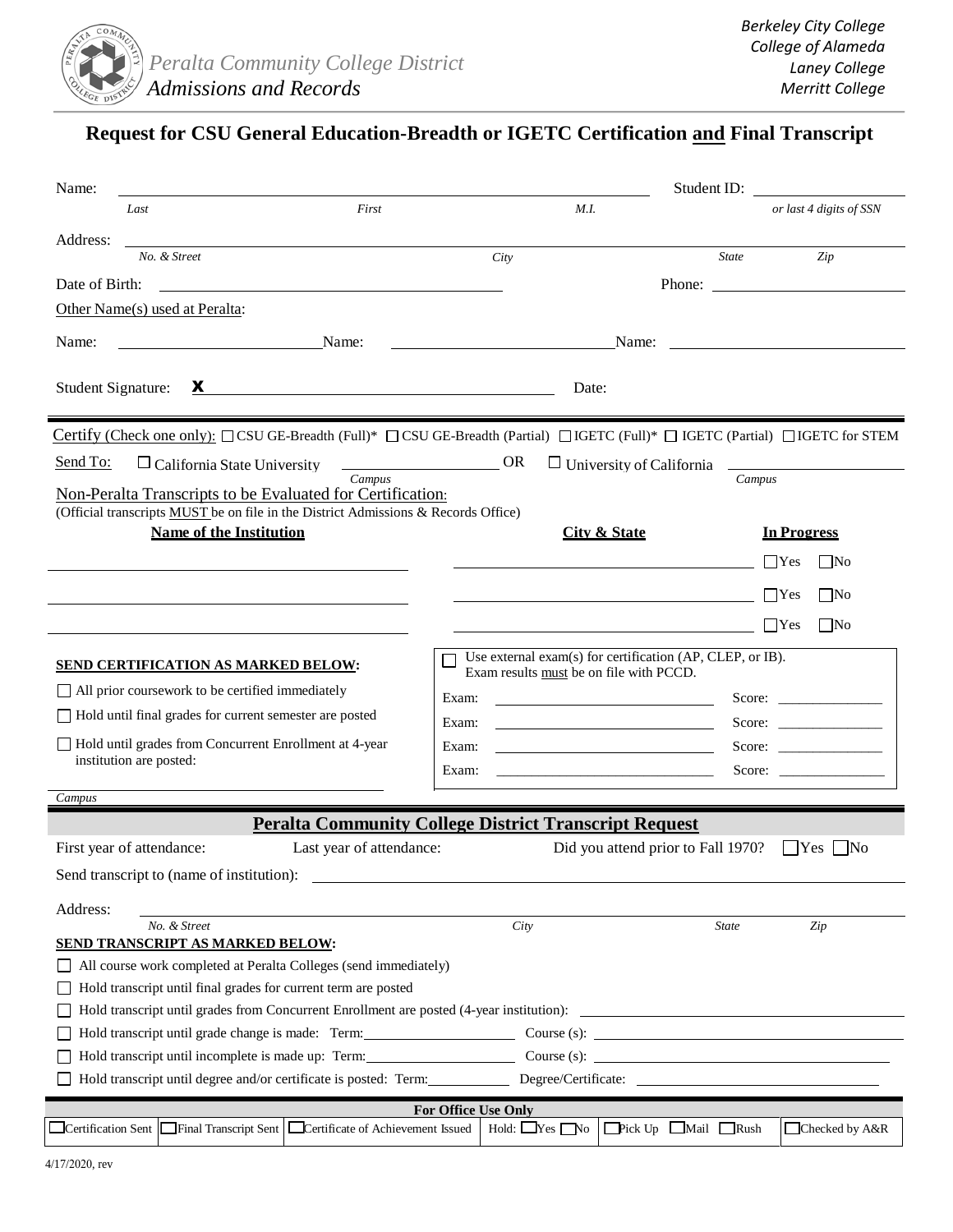*Peralta Community College District*
*Admissions and Records*

*Berkeley City College*
*College of Alameda*
*Laney College*
*Merritt College*

# Request for CSU General Education-Breadth or IGETC Certification and Final Transcript

Name: ______________________________________________ Student ID: ______________
*Last* *First* *M.I.* *or last 4 digits of SSN*

Address: ______________________________________________________________
*No. & Street* *City* *State* *Zip*

Date of Birth: ______________________ Phone: ______________________

Other Name(s) used at Peralta:

Name: ______________ Name: ______________ Name: ______________

Student Signature: **X** ______________________________ Date:

Certify (Check one only): ☐ CSU GE-Breadth (Full)* ☐ CSU GE-Breadth (Partial) ☐ IGETC (Full)* ☐ IGETC (Partial) ☐ IGETC for STEM

Send To: ☐ California State University ______________ OR ☐ University of California ______________
*Campus* *Campus*

Non-Peralta Transcripts to be Evaluated for Certification:
(Official transcripts MUST be on file in the District Admissions & Records Office)

| Name of the Institution | City & State | In Progress |
|---|---|---|
| | | ☐ Yes ☐ No |
| | | ☐ Yes ☐ No |
| | | ☐ Yes ☐ No |

**SEND CERTIFICATION AS MARKED BELOW:**

☐ All prior coursework to be certified immediately

☐ Hold until final grades for current semester are posted

☐ Hold until grades from Concurrent Enrollment at 4-year institution are posted:

______________________________
*Campus*

☐ Use external exam(s) for certification (AP, CLEP, or IB).
Exam results must be on file with PCCD.

Exam: ______________ Score: ______________
Exam: ______________ Score: ______________
Exam: ______________ Score: ______________
Exam: ______________ Score: ______________

## Peralta Community College District Transcript Request

First year of attendance: Last year of attendance: Did you attend prior to Fall 1970? ☐ Yes ☐ No

Send transcript to (name of institution): ______________________________

Address: ______________________________________________________________
*No. & Street* *City* *State* *Zip*

**SEND TRANSCRIPT AS MARKED BELOW:**

☐ All course work completed at Peralta Colleges (send immediately)

☐ Hold transcript until final grades for current term are posted

☐ Hold transcript until grades from Concurrent Enrollment are posted (4-year institution): ______________

☐ Hold transcript until grade change is made: Term: ______________ Course (s): ______________

☐ Hold transcript until incomplete is made up: Term: ______________ Course (s): ______________

☐ Hold transcript until degree and/or certificate is posted: Term: ______________ Degree/Certificate: ______________

**For Office Use Only**

| ☐ Certification Sent | ☐ Final Transcript Sent | ☐ Certificate of Achievement Issued | Hold: ☐ Yes ☐ No | ☐ Pick Up ☐ Mail ☐ Rush | ☐ Checked by A&R |
|---|---|---|---|---|---|

4/17/2020, rev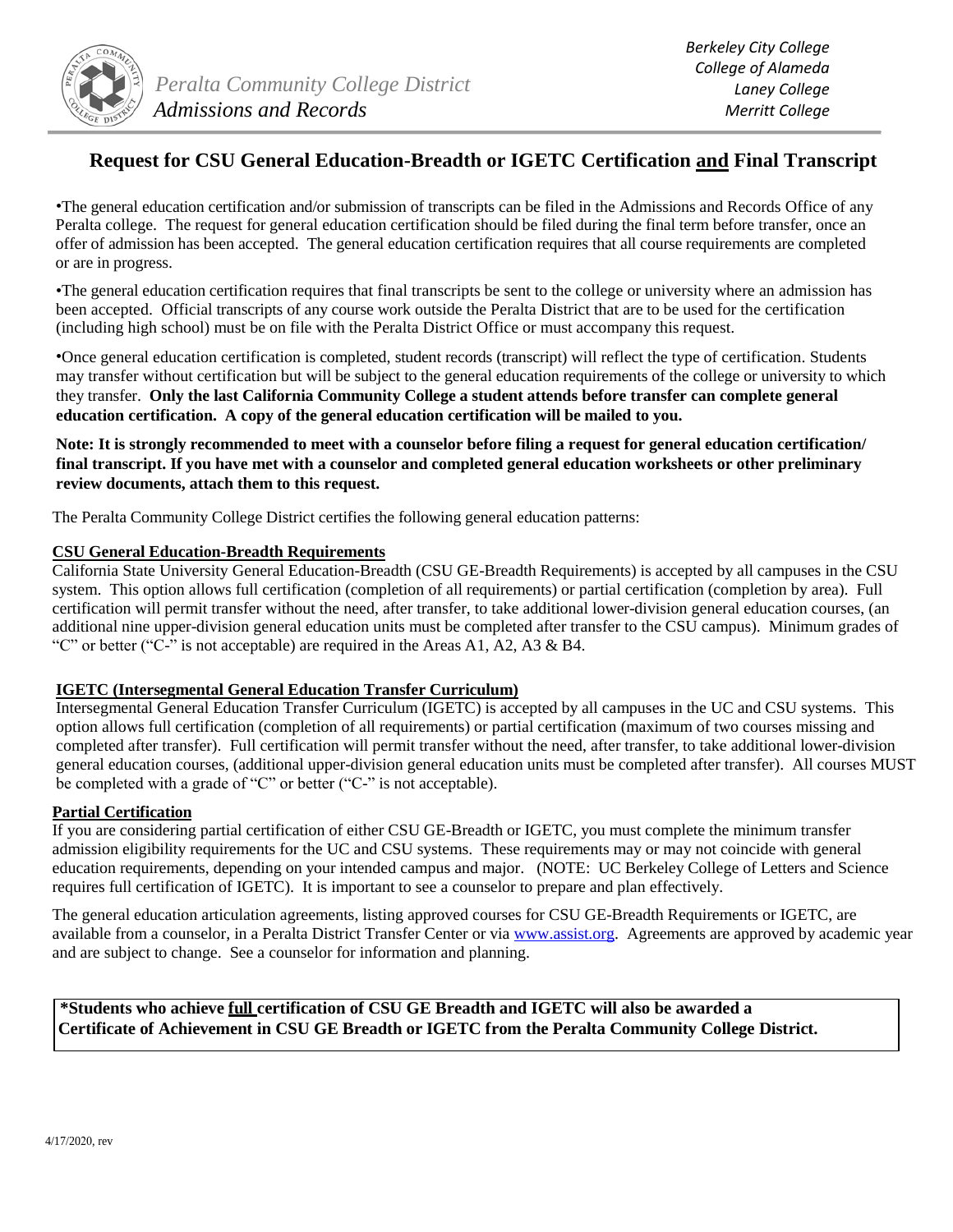*Peralta Community College District*
*Admissions and Records*

*Berkeley City College*
*College of Alameda*
*Laney College*
*Merritt College*

# Request for CSU General Education-Breadth or IGETC Certification and Final Transcript

•The general education certification and/or submission of transcripts can be filed in the Admissions and Records Office of any Peralta college. The request for general education certification should be filed during the final term before transfer, once an offer of admission has been accepted. The general education certification requires that all course requirements are completed or are in progress.

•The general education certification requires that final transcripts be sent to the college or university where an admission has been accepted. Official transcripts of any course work outside the Peralta District that are to be used for the certification (including high school) must be on file with the Peralta District Office or must accompany this request.

•Once general education certification is completed, student records (transcript) will reflect the type of certification. Students may transfer without certification but will be subject to the general education requirements of the college or university to which they transfer. **Only the last California Community College a student attends before transfer can complete general education certification. A copy of the general education certification will be mailed to you.**

**Note: It is strongly recommended to meet with a counselor before filing a request for general education certification/ final transcript. If you have met with a counselor and completed general education worksheets or other preliminary review documents, attach them to this request.**

The Peralta Community College District certifies the following general education patterns:

**CSU General Education-Breadth Requirements**

California State University General Education-Breadth (CSU GE-Breadth Requirements) is accepted by all campuses in the CSU system. This option allows full certification (completion of all requirements) or partial certification (completion by area). Full certification will permit transfer without the need, after transfer, to take additional lower-division general education courses, (an additional nine upper-division general education units must be completed after transfer to the CSU campus). Minimum grades of "C" or better ("C-" is not acceptable) are required in the Areas A1, A2, A3 & B4.

**IGETC (Intersegmental General Education Transfer Curriculum)**

Intersegmental General Education Transfer Curriculum (IGETC) is accepted by all campuses in the UC and CSU systems. This option allows full certification (completion of all requirements) or partial certification (maximum of two courses missing and completed after transfer). Full certification will permit transfer without the need, after transfer, to take additional lower-division general education courses, (additional upper-division general education units must be completed after transfer). All courses MUST be completed with a grade of "C" or better ("C-" is not acceptable).

**Partial Certification**

If you are considering partial certification of either CSU GE-Breadth or IGETC, you must complete the minimum transfer admission eligibility requirements for the UC and CSU systems. These requirements may or may not coincide with general education requirements, depending on your intended campus and major. (NOTE: UC Berkeley College of Letters and Science requires full certification of IGETC). It is important to see a counselor to prepare and plan effectively.

The general education articulation agreements, listing approved courses for CSU GE-Breadth Requirements or IGETC, are available from a counselor, in a Peralta District Transfer Center or via [www.assist.org](http://www.assist.org). Agreements are approved by academic year and are subject to change. See a counselor for information and planning.

**\*Students who achieve full certification of CSU GE Breadth and IGETC will also be awarded a Certificate of Achievement in CSU GE Breadth or IGETC from the Peralta Community College District.**

4/17/2020, rev